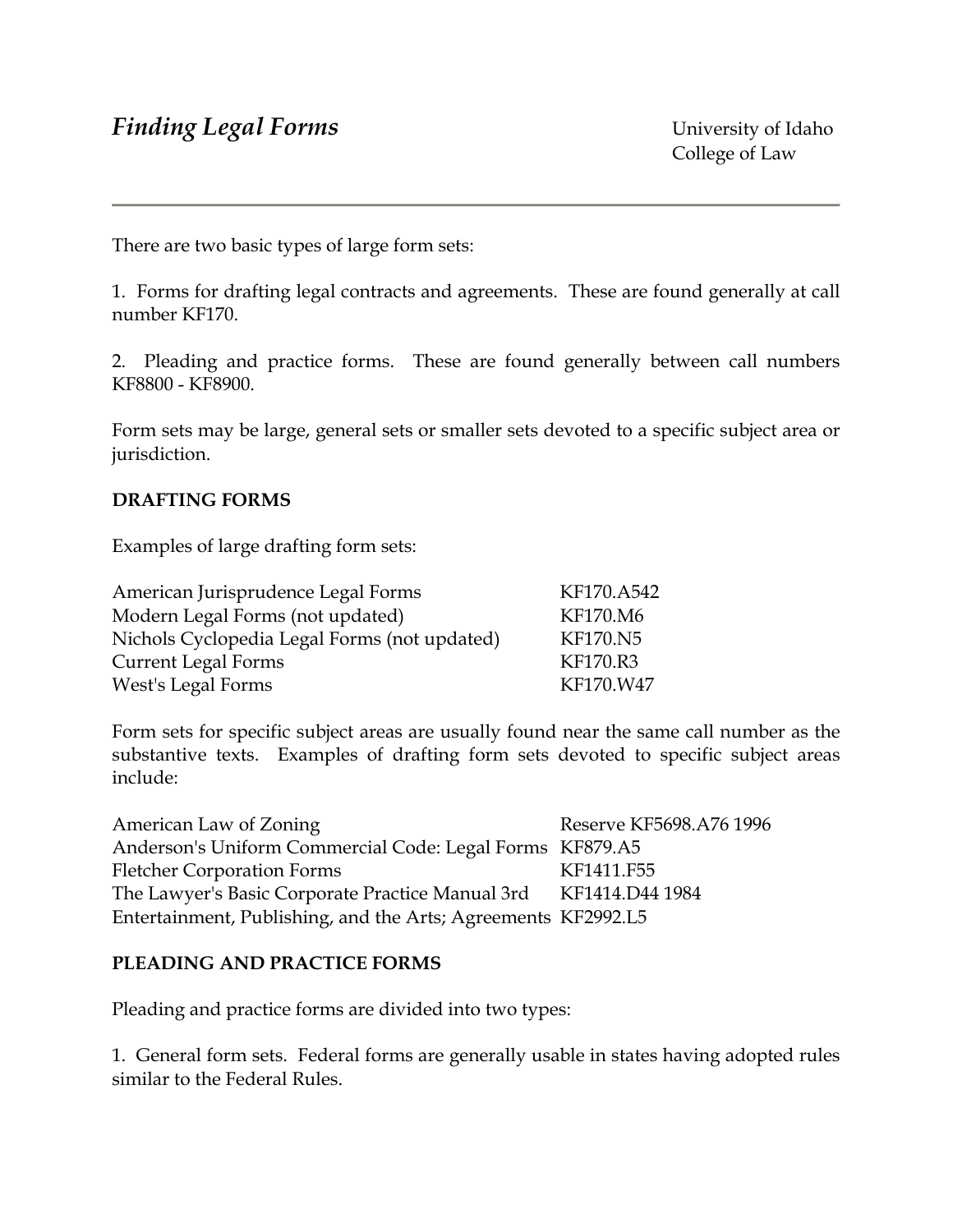# *Finding Legal Forms*

University of Idaho
College of Law

---

There are two basic types of large form sets:

1. Forms for drafting legal contracts and agreements. These are found generally at call number KF170.

2. Pleading and practice forms. These are found generally between call numbers KF8800 - KF8900.

Form sets may be large, general sets or smaller sets devoted to a specific subject area or jurisdiction.

**DRAFTING FORMS**

Examples of large drafting form sets:

| | |
|---|---|
| American Jurisprudence Legal Forms | KF170.A542 |
| Modern Legal Forms (not updated) | KF170.M6 |
| Nichols Cyclopedia Legal Forms (not updated) | KF170.N5 |
| Current Legal Forms | KF170.R3 |
| West's Legal Forms | KF170.W47 |

Form sets for specific subject areas are usually found near the same call number as the substantive texts. Examples of drafting form sets devoted to specific subject areas include:

| | |
|---|---|
| American Law of Zoning | Reserve KF5698.A76 1996 |
| Anderson's Uniform Commercial Code: Legal Forms | KF879.A5 |
| Fletcher Corporation Forms | KF1411.F55 |
| The Lawyer's Basic Corporate Practice Manual 3rd | KF1414.D44 1984 |
| Entertainment, Publishing, and the Arts; Agreements | KF2992.L5 |

**PLEADING AND PRACTICE FORMS**

Pleading and practice forms are divided into two types:

1. General form sets. Federal forms are generally usable in states having adopted rules similar to the Federal Rules.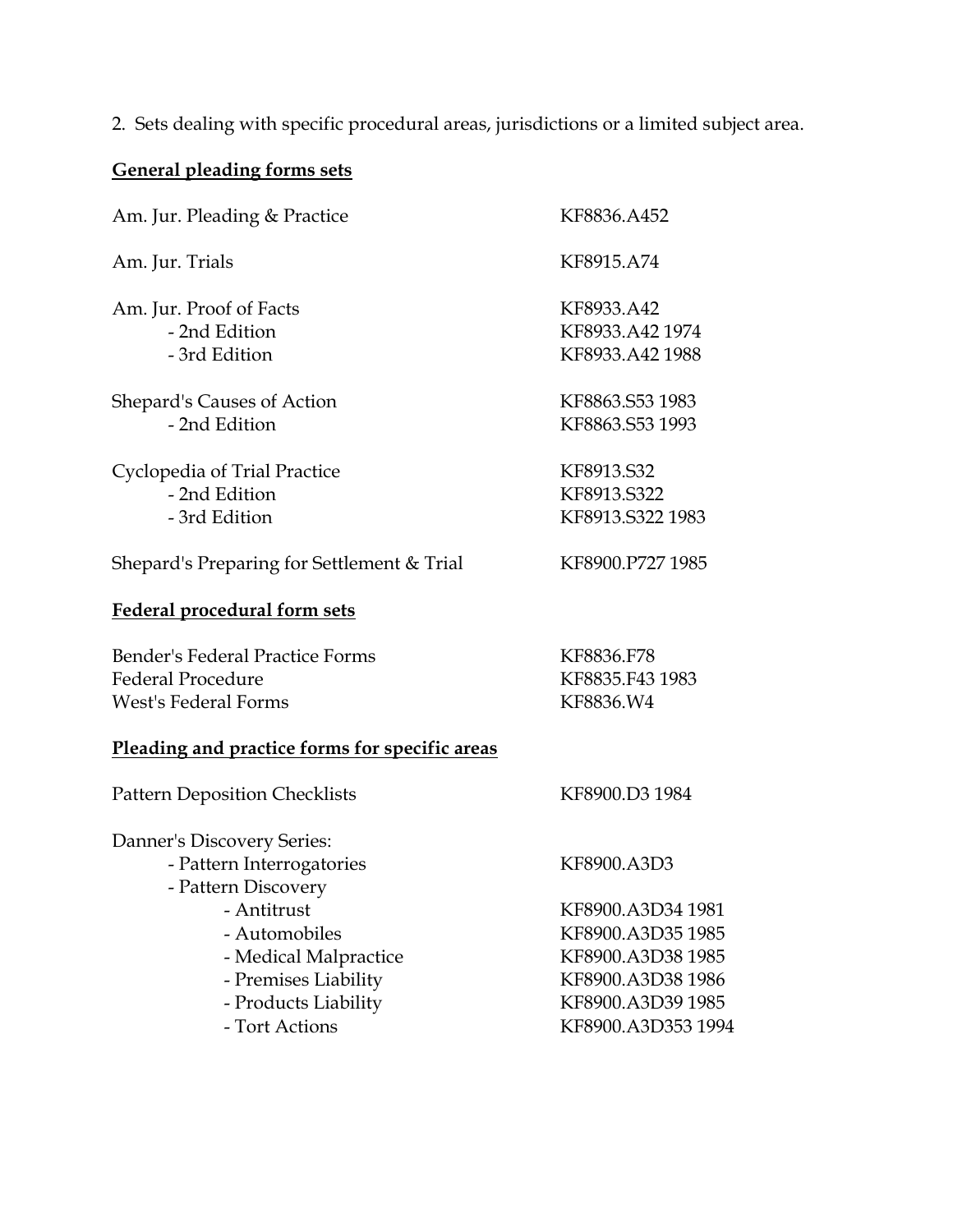2. Sets dealing with specific procedural areas, jurisdictions or a limited subject area.

**General pleading forms sets**

| | |
|---|---|
| Am. Jur. Pleading & Practice | KF8836.A452 |
| Am. Jur. Trials | KF8915.A74 |
| Am. Jur. Proof of Facts | KF8933.A42 |
| - 2nd Edition | KF8933.A42 1974 |
| - 3rd Edition | KF8933.A42 1988 |
| Shepard's Causes of Action | KF8863.S53 1983 |
| - 2nd Edition | KF8863.S53 1993 |
| Cyclopedia of Trial Practice | KF8913.S32 |
| - 2nd Edition | KF8913.S322 |
| - 3rd Edition | KF8913.S322 1983 |
| Shepard's Preparing for Settlement & Trial | KF8900.P727 1985 |

**Federal procedural form sets**

| | |
|---|---|
| Bender's Federal Practice Forms | KF8836.F78 |
| Federal Procedure | KF8835.F43 1983 |
| West's Federal Forms | KF8836.W4 |

**Pleading and practice forms for specific areas**

| | |
|---|---|
| Pattern Deposition Checklists | KF8900.D3 1984 |
| Danner's Discovery Series: | |
| - Pattern Interrogatories | KF8900.A3D3 |
| - Pattern Discovery | |
| - Antitrust | KF8900.A3D34 1981 |
| - Automobiles | KF8900.A3D35 1985 |
| - Medical Malpractice | KF8900.A3D38 1985 |
| - Premises Liability | KF8900.A3D38 1986 |
| - Products Liability | KF8900.A3D39 1985 |
| - Tort Actions | KF8900.A3D353 1994 |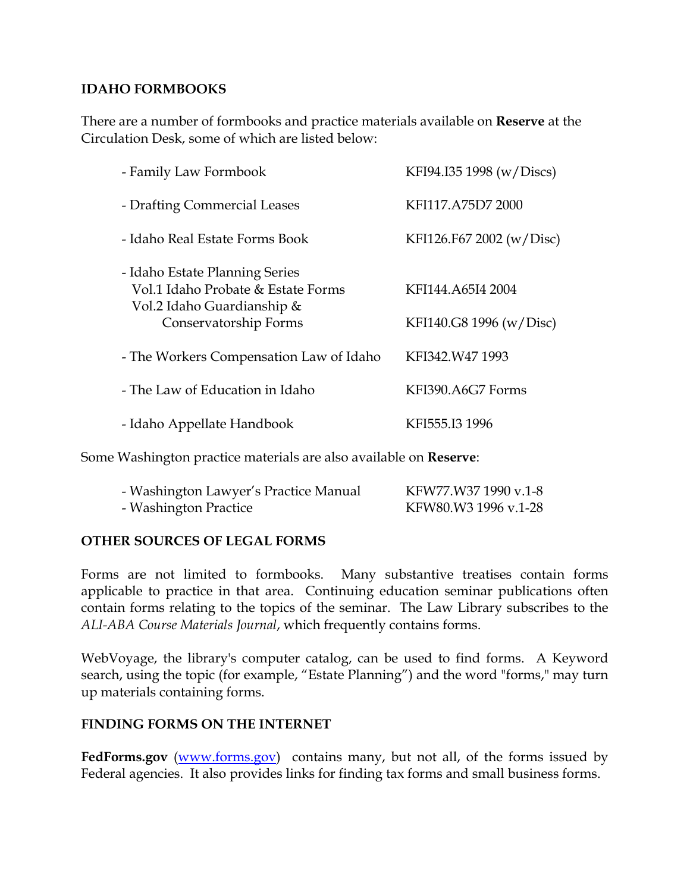## IDAHO FORMBOOKS

There are a number of formbooks and practice materials available on **Reserve** at the Circulation Desk, some of which are listed below:

| | |
|---|---|
| - Family Law Formbook | KFI94.I35 1998 (w/Discs) |
| - Drafting Commercial Leases | KFI117.A75D7 2000 |
| - Idaho Real Estate Forms Book | KFI126.F67 2002 (w/Disc) |
| - Idaho Estate Planning Series | |
| Vol.1 Idaho Probate & Estate Forms | KFI144.A65I4 2004 |
| Vol.2 Idaho Guardianship & Conservatorship Forms | KFI140.G8 1996 (w/Disc) |
| - The Workers Compensation Law of Idaho | KFI342.W47 1993 |
| - The Law of Education in Idaho | KFI390.A6G7 Forms |
| - Idaho Appellate Handbook | KFI555.I3 1996 |

Some Washington practice materials are also available on **Reserve**:

| | |
|---|---|
| - Washington Lawyer's Practice Manual | KFW77.W37 1990 v.1-8 |
| - Washington Practice | KFW80.W3 1996 v.1-28 |

## OTHER SOURCES OF LEGAL FORMS

Forms are not limited to formbooks. Many substantive treatises contain forms applicable to practice in that area. Continuing education seminar publications often contain forms relating to the topics of the seminar. The Law Library subscribes to the *ALI-ABA Course Materials Journal*, which frequently contains forms.

WebVoyage, the library's computer catalog, can be used to find forms. A Keyword search, using the topic (for example, "Estate Planning") and the word "forms," may turn up materials containing forms.

## FINDING FORMS ON THE INTERNET

**FedForms.gov** ([www.forms.gov](www.forms.gov)) contains many, but not all, of the forms issued by Federal agencies. It also provides links for finding tax forms and small business forms.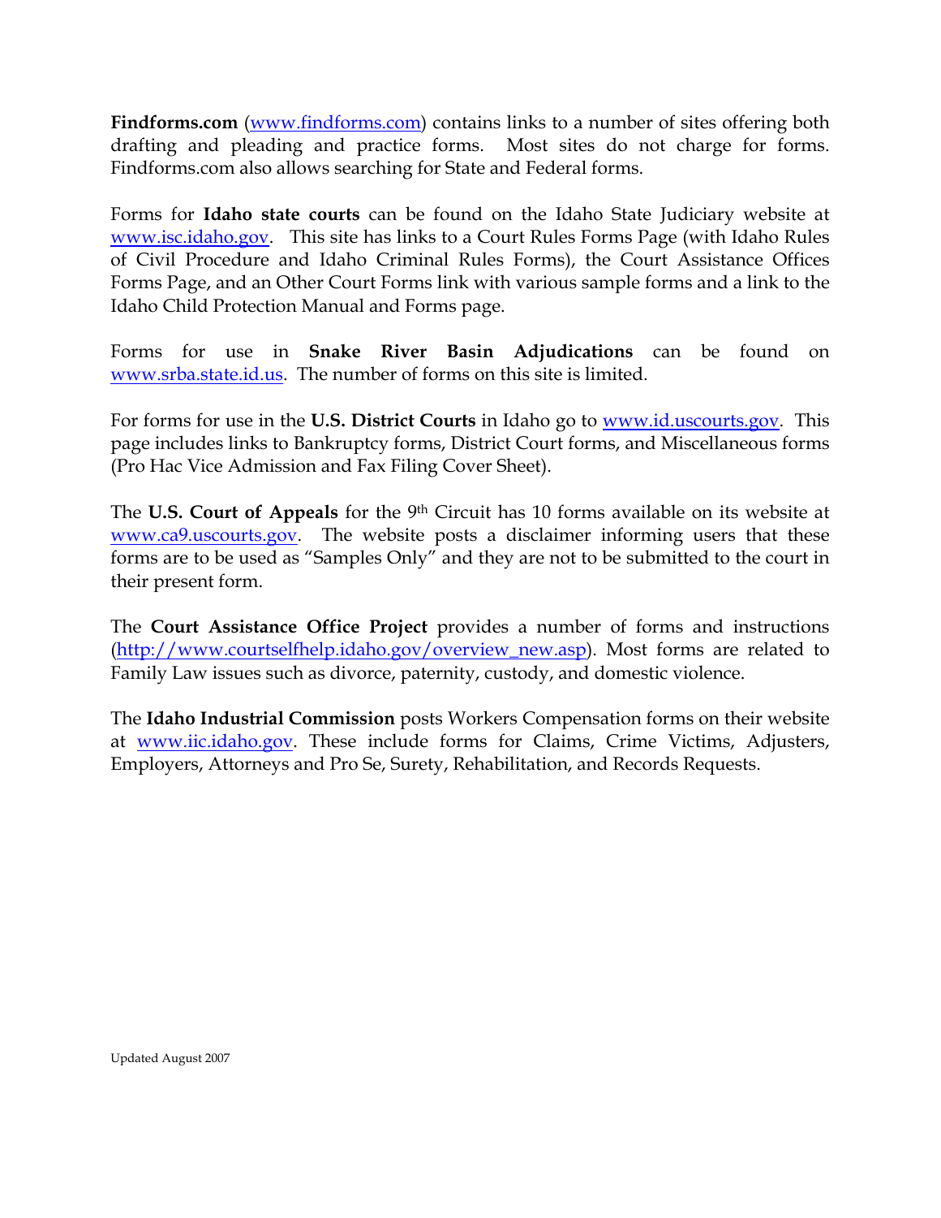**Findforms.com** (www.findforms.com) contains links to a number of sites offering both drafting and pleading and practice forms. Most sites do not charge for forms. Findforms.com also allows searching for State and Federal forms.

Forms for **Idaho state courts** can be found on the Idaho State Judiciary website at www.isc.idaho.gov. This site has links to a Court Rules Forms Page (with Idaho Rules of Civil Procedure and Idaho Criminal Rules Forms), the Court Assistance Offices Forms Page, and an Other Court Forms link with various sample forms and a link to the Idaho Child Protection Manual and Forms page.

Forms for use in **Snake River Basin Adjudications** can be found on www.srba.state.id.us. The number of forms on this site is limited.

For forms for use in the **U.S. District Courts** in Idaho go to www.id.uscourts.gov. This page includes links to Bankruptcy forms, District Court forms, and Miscellaneous forms (Pro Hac Vice Admission and Fax Filing Cover Sheet).

The **U.S. Court of Appeals** for the 9th Circuit has 10 forms available on its website at www.ca9.uscourts.gov. The website posts a disclaimer informing users that these forms are to be used as "Samples Only" and they are not to be submitted to the court in their present form.

The **Court Assistance Office Project** provides a number of forms and instructions (http://www.courtselfhelp.idaho.gov/overview_new.asp). Most forms are related to Family Law issues such as divorce, paternity, custody, and domestic violence.

The **Idaho Industrial Commission** posts Workers Compensation forms on their website at www.iic.idaho.gov. These include forms for Claims, Crime Victims, Adjusters, Employers, Attorneys and Pro Se, Surety, Rehabilitation, and Records Requests.

Updated August 2007